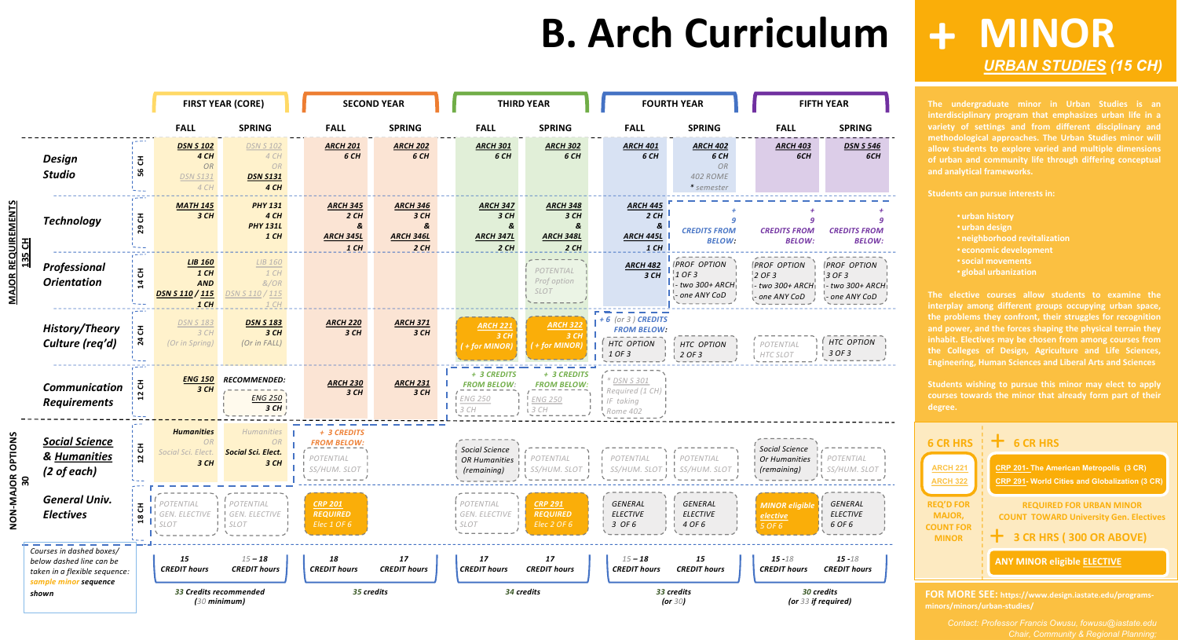# B. Arch Curriculum

# + MINOR

## URBAN STUDIES (15 CH)

| | | FIRST YEAR (CORE) Fall | FIRST YEAR (CORE) Spring | SECOND YEAR Fall | SECOND YEAR Spring | THIRD YEAR Fall | THIRD YEAR Spring | FOURTH YEAR Fall | FOURTH YEAR Spring | FIFTH YEAR Fall | FIFTH YEAR Spring |
|---|---|---|---|---|---|---|---|---|---|---|---|
| **MAJOR REQUIREMENTS 135 CH** — Design Studio | 56 CH | DSN S 102 4 CH OR DSN S131 4 CH | DSN S 102 4 CH OR DSN S131 4 CH | ARCH 201 6 CH | ARCH 202 6 CH | ARCH 301 6 CH | ARCH 302 6 CH | ARCH 401 6 CH | ARCH 402 6 CH OR 402 ROME * semester | ARCH 403 6CH | DSN S 546 6CH |
| Technology | 29 CH | MATH 145 3 CH | PHY 131 4 CH & PHY 131L 1 CH | ARCH 345 2 CH & ARCH 345L 1 CH | ARCH 346 3 CH & ARCH 346L 2 CH | ARCH 347 3 CH & ARCH 347L 2 CH | ARCH 348 3 CH & ARCH 348L 2 CH | ARCH 445 2 CH & ARCH 445L 1 CH | + 9 CREDITS FROM BELOW: | + 9 CREDITS FROM BELOW: | + 9 CREDITS FROM BELOW: |
| Professional Orientation | 14 CH | LIB 160 1 CH AND DSN S 110 / 115 1 CH | LIB 160 1 CH &/OR DSN S 110 / 115 1 CH | | | | POTENTIAL Prof option SLOT | ARCH 482 3 CH | PROF OPTION 1 OF 3 - two 300+ ARCH - one ANY CoD | PROF OPTION 2 OF 3 - two 300+ ARCH - one ANY CoD | PROF OPTION 3 OF 3 - two 300+ ARCH - one ANY CoD |
| History/Theory Culture (req'd) | 24 CH | DSN S 183 3 CH (Or in Spring) | DSN S 183 3 CH (Or in FALL) | ARCH 220 3 CH | ARCH 371 3 CH | ARCH 221 3 CH (+ for MINOR) | ARCH 322 3 CH (+ for MINOR) | + 6 (or 3) CREDITS FROM BELOW: HTC OPTION 1 OF 3 | HTC OPTION 2 OF 3 | POTENTIAL HTC SLOT | HTC OPTION 3 OF 3 |
| Communication Requirements | 12 CH | ENG 150 3 CH | RECOMMENDED: ENG 250 3 CH | ARCH 230 3 CH | ARCH 231 3 CH | + 3 CREDITS FROM BELOW: ENG 250 3 CH | + 3 CREDITS FROM BELOW: ENG 250 3 CH | * DSN S 301 Required (1 CH) IF taking Rome 402 | | | |
| **NON-MAJOR OPTIONS 30** — Social Science & Humanities (2 of each) | 12 CH | Humanities OR Social Sci. Elect. 3 CH | Humanities OR Social Sci. Elect. 3 CH | + 3 CREDITS FROM BELOW: POTENTIAL SS/HUM. SLOT | | Social Science OR Humanities (remaining) | POTENTIAL SS/HUM. SLOT | POTENTIAL SS/HUM. SLOT | POTENTIAL SS/HUM. SLOT | Social Science Or Humanities (remaining) | POTENTIAL SS/HUM. SLOT |
| General Univ. Electives | 18 CH | POTENTIAL GEN. ELECTIVE SLOT | POTENTIAL GEN. ELECTIVE SLOT | CRP 201 REQUIRED Elec 1 OF 6 | | POTENTIAL GEN. ELECTIVE SLOT | CRP 291 REQUIRED Elec 2 OF 6 | GENERAL ELECTIVE 3 OF 6 | GENERAL ELECTIVE 4 OF 6 | MINOR eligible elective 5 OF 6 | GENERAL ELECTIVE 6 OF 6 |
| | | 15 CREDIT hours | 15 – 18 CREDIT hours | 18 CREDIT hours | 17 CREDIT hours | 17 CREDIT hours | 17 CREDIT hours | 15 – 18 CREDIT hours | 15 CREDIT hours | 15 -18 CREDIT hours | 15 -18 CREDIT hours |
| | | 33 Credits recommended (30 minimum) | | 35 credits | | 34 credits | | 33 credits (or 30) | | 30 credits (or 33 if required) | |

Courses in dashed boxes/ below dashed line can be taken in a flexible sequence: sample minor sequence shown

The undergraduate minor in Urban Studies is an interdisciplinary program that emphasizes urban life in a variety of settings and from different disciplinary and methodological approaches. The Urban Studies minor will allow students to explore varied and multiple dimensions of urban and community life through differing conceptual and analytical frameworks.

Students can pursue interests in:

- urban history
- urban design
- neighborhood revitalization
- economic development
- social movements
- global urbanization

The elective courses allow students to examine the interplay among different groups occupying urban space, the problems they confront, their struggles for recognition and power, and the forces shaping the physical terrain they inhabit. Electives may be chosen from among courses from the Colleges of Design, Agriculture and Life Sciences, Engineering, Human Sciences and Liberal Arts and Sciences.

Students wishing to pursue this minor may elect to apply courses towards the minor that already form part of their degree.

**6 CR HRS**

- ARCH 221
- ARCH 322

REQ'D FOR MAJOR, COUNT FOR MINOR

**+ 6 CR HRS**

- CRP 201- The American Metropolis (3 CR)
- CRP 291- World Cities and Globalization (3 CR)

REQUIRED FOR URBAN MINOR COUNT TOWARD University Gen. Electives

**+ 3 CR HRS ( 300 OR ABOVE)**

ANY MINOR eligible ELECTIVE

**FOR MORE SEE:** https://www.design.iastate.edu/programs-minors/minors/urban-studies/

*Contact: Professor Francis Owusu, fowusu@iastate.edu*
*Chair, Community & Regional Planning;*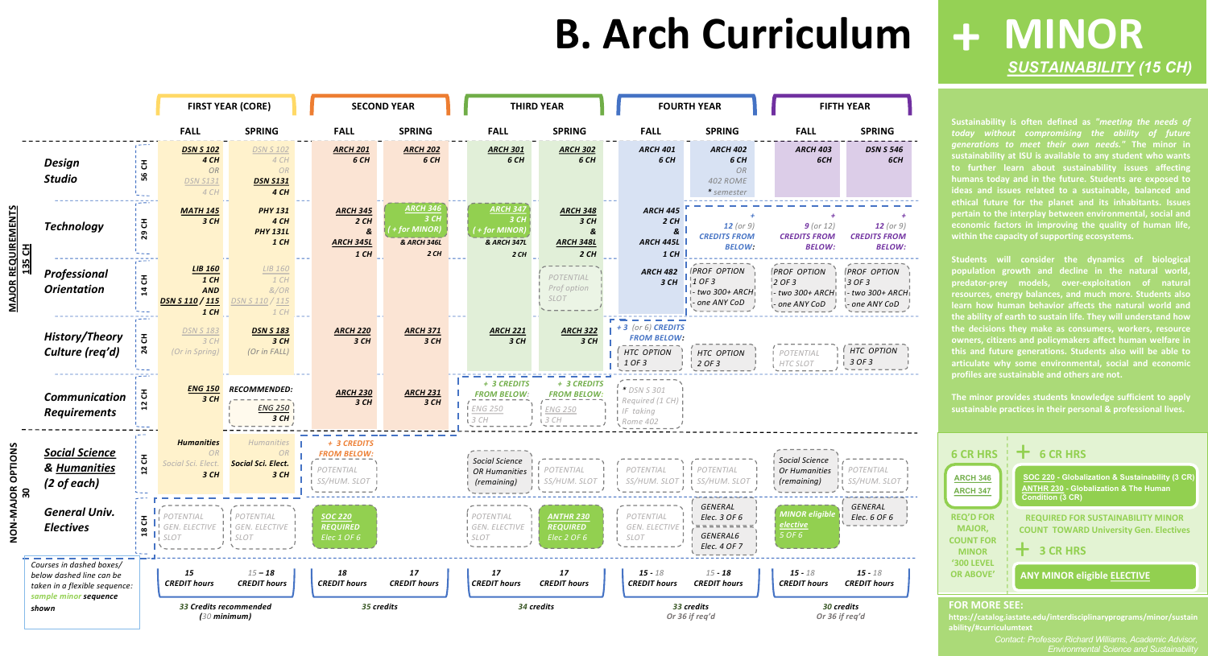# B. Arch Curriculum

# + MINOR

## *SUSTAINABILITY (15 CH)*

| | | | FIRST YEAR (CORE) | | SECOND YEAR | | THIRD YEAR | | FOURTH YEAR | | FIFTH YEAR | |
|---|---|---|---|---|---|---|---|---|---|---|---|---|
| | | | FALL | SPRING | FALL | SPRING | FALL | SPRING | FALL | SPRING | FALL | SPRING |
| MAJOR REQUIREMENTS 135 CH | Design Studio | 56 CH | DSN S 102 4 CH OR DSN S131 4 CH | DSN S 102 4 CH OR DSN S131 4 CH | ARCH 201 6 CH | ARCH 202 6 CH | ARCH 301 6 CH | ARCH 302 6 CH | ARCH 401 6 CH | ARCH 402 6 CH OR 402 ROME * semester | ARCH 403 6CH | DSN S 546 6CH |
| | Technology | 29 CH | MATH 145 3 CH | PHY 131 4 CH PHY 131L 1 CH | ARCH 345 2 CH & ARCH 345L 1 CH | ARCH 346 3 CH (+ for MINOR) & ARCH 346L 2 CH | ARCH 347 3 CH (+ for MINOR) & ARCH 347L 2 CH | ARCH 348 3 CH & ARCH 348L 2 CH | ARCH 445 2 CH & ARCH 445L 1 CH | + 12 (or 9) CREDITS FROM BELOW: | + 9 (or 12) CREDITS FROM BELOW: | + 12 (or 9) CREDITS FROM BELOW: |
| | Professional Orientation | 14 CH | LIB 160 1 CH AND DSN S 110 / 115 1 CH | LIB 160 1 CH &/OR DSN S 110 / 115 1 CH | | | | POTENTIAL Prof option SLOT | ARCH 482 3 CH | PROF OPTION 1 OF 3 - two 300+ ARCH - one ANY CoD | PROF OPTION 2 OF 3 - two 300+ ARCH - one ANY CoD | PROF OPTION 3 OF 3 - two 300+ ARCH - one ANY CoD |
| | History/Theory Culture (req'd) | 24 CH | DSN S 183 3 CH (Or in Spring) | DSN S 183 3 CH (Or in FALL) | ARCH 220 3 CH | ARCH 371 3 CH | ARCH 221 3 CH | ARCH 322 3 CH | +3 (or 6) CREDITS FROM BELOW: HTC OPTION 1 OF 3 | HTC OPTION 2 OF 3 | POTENTIAL HTC SLOT | HTC OPTION 3 OF 3 |
| | Communication Requirements | 12 CH | ENG 150 3 CH | RECOMMENDED: ENG 250 3 CH | ARCH 230 3 CH | ARCH 231 3 CH | + 3 CREDITS FROM BELOW: ENG 250 3 CH | + 3 CREDITS FROM BELOW: ENG 250 3 CH | * DSN S 301 Required (1 CH) IF taking Rome 402 | | | |
| NON-MAJOR OPTIONS 30 | Social Science & Humanities (2 of each) | 12 CH | Humanities OR Social Sci. Elect. 3 CH | Humanities OR Social Sci. Elect. 3 CH | + 3 CREDITS FROM BELOW: POTENTIAL SS/HUM. SLOT | | Social Science OR Humanities (remaining) | POTENTIAL SS/HUM. SLOT | POTENTIAL SS/HUM. SLOT | POTENTIAL SS/HUM. SLOT | Social Science Or Humanities (remaining) | POTENTIAL SS/HUM. SLOT |
| | General Univ. Electives | 18 CH | POTENTIAL GEN. ELECTIVE SLOT | POTENTIAL GEN. ELECTIVE SLOT | SOC 220 REQUIRED Elec 1 OF 6 | | POTENTIAL GEN. ELECTIVE SLOT | ANTHR 230 REQUIRED Elec 2 OF 6 | POTENTIAL GEN. ELECTIVE SLOT | GENERAL Elec. 3 OF 6 / GENERAL6 Elec. 4 OF 7 | MINOR eligible elective 5 OF 6 | GENERAL Elec. 6 OF 6 |
| | | | 15 CREDIT hours | 15 – 18 CREDIT hours | 18 CREDIT hours | 17 CREDIT hours | 17 CREDIT hours | 17 CREDIT hours | 15 - 18 CREDIT hours | 15 - 18 CREDIT hours | 15 - 18 CREDIT hours | 15 - 18 CREDIT hours |
| | | | 33 Credits recommended (30 minimum) | | 35 credits | | 34 credits | | 33 credits Or 36 if req'd | | 30 credits Or 36 if req'd | |

*Courses in dashed boxes/ below dashed line can be taken in a flexible sequence: sample minor sequence shown*

**Sustainability is often defined as *"meeting the needs of today without compromising the ability of future generations to meet their own needs."* The minor in sustainability at ISU is available to any student who wants to further learn about sustainability issues affecting humans today and in the future. Students are exposed to ideas and issues related to a sustainable, balanced and ethical future for the planet and its inhabitants. Issues pertain to the interplay between environmental, social and economic factors in improving the quality of human life, within the capacity of supporting ecosystems.**

**Students will consider the dynamics of biological population growth and decline in the natural world, predator-prey models, over-exploitation of natural resources, energy balances, and much more. Students also learn how human behavior affects the natural world and the ability of earth to sustain life. They will understand how the decisions they make as consumers, workers, resource owners, citizens and policymakers affect human welfare in this and future generations. Students also will be able to articulate why some environmental, social and economic profiles are sustainable and others are not.**

**The minor provides students knowledge sufficient to apply sustainable practices in their personal & professional lives.**

**6 CR HRS**

- ARCH 346
- ARCH 347

REQ'D FOR MAJOR, COUNT FOR MINOR '300 LEVEL OR ABOVE'

**+ 6 CR HRS**

- SOC 220 - Globalization & Sustainability (3 CR)
- ANTHR 230 - Globalization & The Human Condition (3 CR)

REQUIRED FOR SUSTAINABILITY MINOR COUNT TOWARD University Gen. Electives

**+ 3 CR HRS**

ANY MINOR eligible ELECTIVE

**FOR MORE SEE:**

https://catalog.iastate.edu/interdisciplinaryprograms/minor/sustainability/#curriculumtext

*Contact: Professor Richard Williams, Academic Advisor, Environmental Science and Sustainability*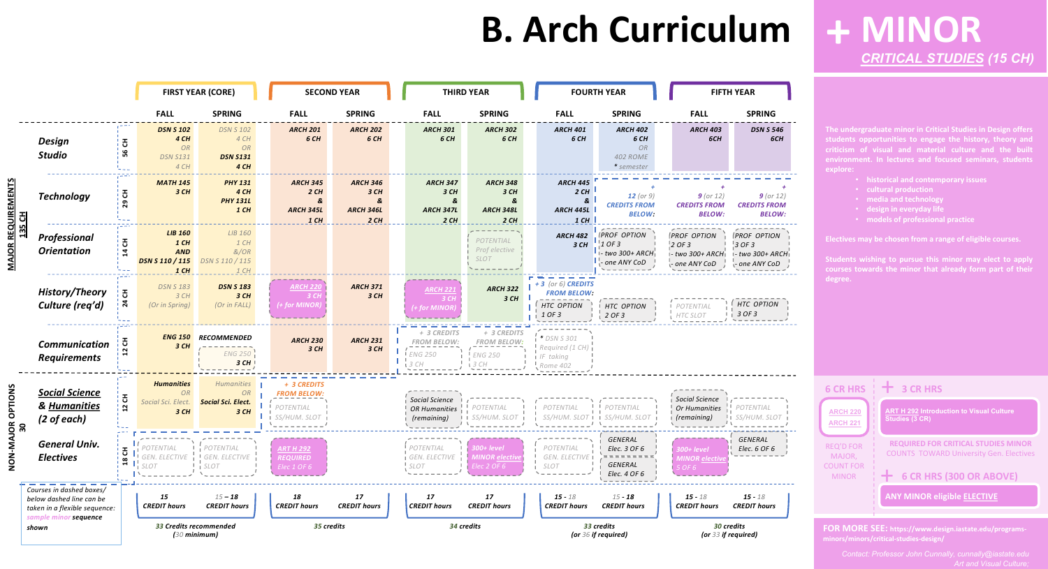# B. Arch Curriculum

| | | | FIRST YEAR (CORE) | | SECOND YEAR | | THIRD YEAR | | FOURTH YEAR | | FIFTH YEAR | |
|---|---|---|---|---|---|---|---|---|---|---|---|---|
| | | | FALL | SPRING | FALL | SPRING | FALL | SPRING | FALL | SPRING | FALL | SPRING |
| MAJOR REQUIREMENTS 135 CH | Design Studio | 56 CH | DSN S 102 4 CH OR DSN S131 4 CH | DSN S 102 4 CH OR DSN S131 4 CH | ARCH 201 6 CH | ARCH 202 6 CH | ARCH 301 6 CH | ARCH 302 6 CH | ARCH 401 6 CH | ARCH 402 6 CH OR 402 ROME * semester | ARCH 403 6CH | DSN S 546 6CH |
| | Technology | 29 CH | MATH 145 3 CH | PHY 131 4 CH & PHY 131L 1 CH | ARCH 345 2 CH & ARCH 345L 1 CH | ARCH 346 3 CH & ARCH 346L 2 CH | ARCH 347 3 CH & ARCH 347L 2 CH | ARCH 348 3 CH & ARCH 348L 2 CH | ARCH 445 2 CH & ARCH 445L 1 CH | + 12 (or 9) CREDITS FROM BELOW: | + 9 (or 12) CREDITS FROM BELOW: | + 9 (or 12) CREDITS FROM BELOW: |
| | Professional Orientation | 14 CH | LIB 160 1 CH AND DSN S 110 / 115 1 CH | LIB 160 1 CH &/OR DSN S 110 / 115 1 CH | | | | POTENTIAL Prof elective SLOT | ARCH 482 3 CH | PROF OPTION 1 OF 3 - two 300+ ARCH - one ANY CoD | PROF OPTION 2 OF 3 - two 300+ ARCH - one ANY CoD | PROF OPTION 3 OF 3 - two 300+ ARCH - one ANY CoD |
| | History/Theory Culture (req'd) | 24 CH | DSN S 183 3 CH (Or in Spring) | DSN S 183 3 CH (Or in FALL) | ARCH 220 3 CH (+ for MINOR) | ARCH 371 3 CH | ARCH 221 3 CH (+ for MINOR) | ARCH 322 3 CH | + 3 (or 6) CREDITS FROM BELOW: HTC OPTION 1 OF 3 | HTC OPTION 2 OF 3 | POTENTIAL HTC SLOT | HTC OPTION 3 OF 3 |
| | Communication Requirements | 12 CH | ENG 150 3 CH | RECOMMENDED ENG 250 3 CH | ARCH 230 3 CH | ARCH 231 3 CH | + 3 CREDITS FROM BELOW: ENG 250 3 CH | + 3 CREDITS FROM BELOW: ENG 250 3 CH | * DSN S 301 Required (1 CH) IF taking Rome 402 | | | |
| NON-MAJOR OPTIONS 30 | Social Science & Humanities (2 of each) | 12 CH | Humanities OR Social Sci. Elect. 3 CH | Humanities OR Social Sci. Elect. 3 CH | + 3 CREDITS FROM BELOW: POTENTIAL SS/HUM. SLOT | | Social Science OR Humanities (remaining) | POTENTIAL SS/HUM. SLOT | POTENTIAL SS/HUM. SLOT | POTENTIAL SS/HUM. SLOT | Social Science Or Humanities (remaining) | POTENTIAL SS/HUM. SLOT |
| | General Univ. Electives | 18 CH | POTENTIAL GEN. ELECTIVE SLOT | POTENTIAL GEN. ELECTIVE SLOT | ART H 292 REQUIRED Elec 1 OF 6 | | POTENTIAL GEN. ELECTIVE SLOT | 300+ level MINOR elective Elec 2 OF 6 | POTENTIAL GEN. ELECTIVE SLOT | GENERAL Elec. 3 OF 6 / GENERAL Elec. 4 OF 6 | 300+ level MINOR elective 5 OF 6 | GENERAL Elec. 6 OF 6 |
| | | | 15 CREDIT hours | 15 – 18 CREDIT hours | 18 CREDIT hours | 17 CREDIT hours | 17 CREDIT hours | 17 CREDIT hours | 15 - 18 CREDIT hours | 15 - 18 CREDIT hours | 15 - 18 CREDIT hours | 15 - 18 CREDIT hours |
| | | | 33 Credits recommended (30 minimum) | | 35 credits | | 34 credits | | 33 credits (or 36 if required) | | 30 credits (or 33 if required) | |

Courses in dashed boxes/ below dashed line can be taken in a flexible sequence: sample minor sequence shown

# + MINOR

## CRITICAL STUDIES (15 CH)

The undergraduate minor in Critical Studies in Design offers students opportunities to engage the history, theory and criticism of visual and material culture and the built environment. In lectures and focused seminars, students explore:

- historical and contemporary issues
- cultural production
- media and technology
- design in everyday life
- models of professional practice

Electives may be chosen from a range of eligible courses.

Students wishing to pursue this minor may elect to apply courses towards the minor that already form part of their degree.

**6 CR HRS**: ARCH 220, ARCH 221 — REQ'D FOR MAJOR, COUNT FOR MINOR

**+ 3 CR HRS**: ART H 292 Introduction to Visual Culture Studies (3 CR) — REQUIRED FOR CRITICAL STUDIES MINOR, COUNTS TOWARD University Gen. Electives

**+ 6 CR HRS (300 OR ABOVE)**: ANY MINOR eligible ELECTIVE

FOR MORE SEE: https://www.design.iastate.edu/programs-minors/minors/critical-studies-design/

Contact: Professor John Cunnally, cunnally@iastate.edu Art and Visual Culture;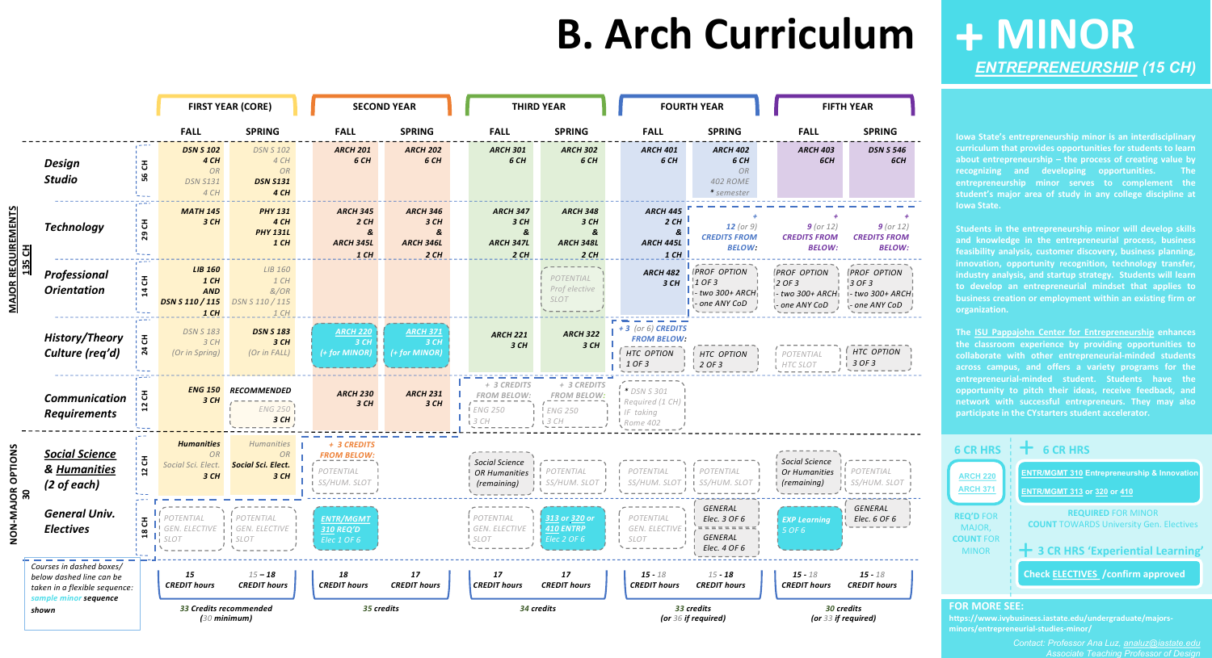# B. Arch Curriculum

| | | FIRST YEAR (CORE) | | SECOND YEAR | | THIRD YEAR | | FOURTH YEAR | | FIFTH YEAR | |
|---|---|---|---|---|---|---|---|---|---|---|---|
| | | FALL | SPRING | FALL | SPRING | FALL | SPRING | FALL | SPRING | FALL | SPRING |
| **MAJOR REQUIREMENTS 135 CH** — Design Studio | 56 CH | DSN S 102 4 CH OR DSN S131 4 CH | DSN S 102 4 CH OR DSN S131 4 CH | ARCH 201 6 CH | ARCH 202 6 CH | ARCH 301 6 CH | ARCH 302 6 CH | ARCH 401 6 CH | ARCH 402 6 CH OR 402 ROME * semester | ARCH 403 6CH | DSN S 546 6CH |
| Technology | 29 CH | MATH 145 3 CH | PHY 131 4 CH PHY 131L 1 CH | ARCH 345 2 CH & ARCH 345L 1 CH | ARCH 346 3 CH & ARCH 346L 2 CH | ARCH 347 3 CH & ARCH 347L 2 CH | ARCH 348 3 CH & ARCH 348L 2 CH | ARCH 445 2 CH & ARCH 445L 1 CH | + 12 (or 9) CREDITS FROM BELOW: | + 9 (or 12) CREDITS FROM BELOW: | + 9 (or 12) CREDITS FROM BELOW: |
| Professional Orientation | 14 CH | LIB 160 1 CH AND DSN S 110 / 115 1 CH | LIB 160 1 CH &/OR DSN S 110 / 115 1 CH | | | | POTENTIAL Prof elective SLOT | ARCH 482 3 CH | PROF OPTION 1 OF 3 - two 300+ ARCH - one ANY CoD | PROF OPTION 2 OF 3 - two 300+ ARCH - one ANY CoD | PROF OPTION 3 OF 3 - two 300+ ARCH - one ANY CoD |
| History/Theory Culture (req'd) | 24 CH | DSN S 183 3 CH (Or in Spring) | DSN S 183 3 CH (Or in FALL) | ARCH 220 3 CH (+ for MINOR) | ARCH 371 3 CH (+ for MINOR) | ARCH 221 3 CH | ARCH 322 3 CH | + 3 (or 6) CREDITS FROM BELOW: HTC OPTION 1 OF 3 | HTC OPTION 2 OF 3 | POTENTIAL HTC SLOT | HTC OPTION 3 OF 3 |
| Communication Requirements | 12 CH | ENG 150 3 CH | RECOMMENDED ENG 250 3 CH | ARCH 230 3 CH | ARCH 231 3 CH | + 3 CREDITS FROM BELOW: ENG 250 3 CH | + 3 CREDITS FROM BELOW: ENG 250 3 CH | * DSN S 301 Required (1 CH) IF taking Rome 402 | | | |
| **NON-MAJOR OPTIONS 30** — Social Science & Humanities (2 of each) | 12 CH | Humanities OR Social Sci. Elect. 3 CH | Humanities OR Social Sci. Elect. 3 CH | + 3 CREDITS FROM BELOW: POTENTIAL SS/HUM. SLOT | | Social Science OR Humanities (remaining) | POTENTIAL SS/HUM. SLOT | POTENTIAL SS/HUM. SLOT | POTENTIAL SS/HUM. SLOT | Social Science Or Humanities (remaining) | POTENTIAL SS/HUM. SLOT |
| General Univ. Electives | 18 CH | POTENTIAL GEN. ELECTIVE SLOT | POTENTIAL GEN. ELECTIVE SLOT | ENTR/MGMT 310 REQ'D Elec 1 OF 6 | | POTENTIAL GEN. ELECTIVE SLOT | 313 or 320 or 410 ENTRP Elec 2 OF 6 | POTENTIAL GEN. ELECTIVE SLOT | GENERAL Elec. 3 OF 6 / GENERAL Elec. 4 OF 6 | EXP Learning 5 OF 6 | GENERAL Elec. 6 OF 6 |
| | | 15 CREDIT hours | 15 – 18 CREDIT hours | 18 CREDIT hours | 17 CREDIT hours | 17 CREDIT hours | 17 CREDIT hours | 15 - 18 CREDIT hours | 15 - 18 CREDIT hours | 15 - 18 CREDIT hours | 15 - 18 CREDIT hours |
| | | 33 Credits recommended (30 minimum) | | 35 credits | | 34 credits | | 33 credits (or 36 if required) | | 30 credits (or 33 if required) | |

Courses in dashed boxes/ below dashed line can be taken in a flexible sequence: *sample minor* sequence shown

# + MINOR

## ENTREPRENEURSHIP (15 CH)

Iowa State's entrepreneurship minor is an interdisciplinary curriculum that provides opportunities for students to learn about entrepreneurship – the process of creating value by recognizing and developing opportunities. The entrepreneurship minor serves to complement the student's major area of study in any college discipline at Iowa State.

Students in the entrepreneurship minor will develop skills and knowledge in the entrepreneurial process, business feasibility analysis, customer discovery, business planning, innovation, opportunity recognition, technology transfer, industry analysis, and startup strategy. Students will learn to develop an entrepreneurial mindset that applies to business creation or employment within an existing firm or organization.

The ISU Pappajohn Center for Entrepreneurship enhances the classroom experience by providing opportunities to collaborate with other entrepreneurial-minded students across campus, and offers a variety programs for the entrepreneurial-minded student. Students have the opportunity to pitch their ideas, receive feedback, and network with successful entrepreneurs. They may also participate in the CYstarters student accelerator.

**6 CR HRS**

- ARCH 220
- ARCH 371

REQ'D FOR MAJOR, COUNT FOR MINOR

**+ 6 CR HRS**

- ENTR/MGMT 310 Entrepreneurship & Innovation
- ENTR/MGMT 313 or 320 or 410

REQUIRED FOR MINOR. COUNT TOWARDS University Gen. Electives

**+ 3 CR HRS 'Experiential Learning'**

Check ELECTIVES /confirm approved

**FOR MORE SEE:**

https://www.ivybusiness.iastate.edu/undergraduate/majors-minors/entrepreneurial-studies-minor/

Contact: Professor Ana Luz, analuz@iastate.edu
Associate Teaching Professor of Design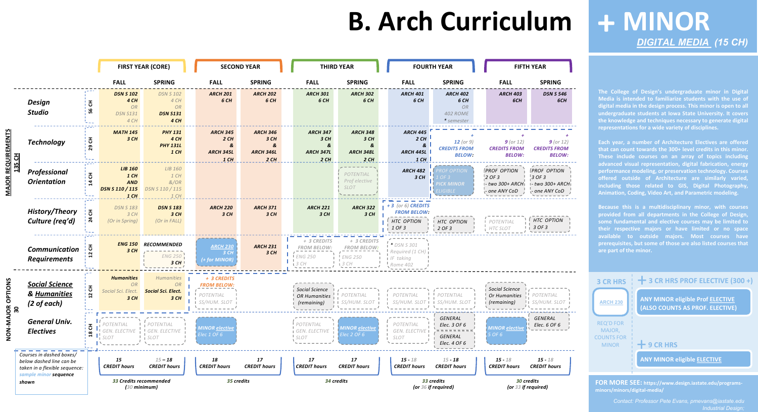# B. Arch Curriculum

# + MINOR
## DIGITAL MEDIA (15 CH)

| | | FIRST YEAR (CORE) FALL | FIRST YEAR (CORE) SPRING | SECOND YEAR FALL | SECOND YEAR SPRING | THIRD YEAR FALL | THIRD YEAR SPRING | FOURTH YEAR FALL | FOURTH YEAR SPRING | FIFTH YEAR FALL | FIFTH YEAR SPRING |
|---|---|---|---|---|---|---|---|---|---|---|---|
| **MAJOR REQUIREMENTS 135 CH** — Design Studio | 56 CH | DSN S 102 4 CH OR DSN S131 4 CH | DSN S 102 4 CH OR DSN S131 4 CH | ARCH 201 6 CH | ARCH 202 6 CH | ARCH 301 6 CH | ARCH 302 6 CH | ARCH 401 6 CH | ARCH 402 6 CH OR 402 ROME * semester | ARCH 403 6CH | DSN S 546 6CH |
| Technology | 29 CH | MATH 145 3 CH | PHY 131 4 CH & PHY 131L 1 CH | ARCH 345 2 CH & ARCH 345L 1 CH | ARCH 346 3 CH & ARCH 346L 2 CH | ARCH 347 3 CH & ARCH 347L 2 CH | ARCH 348 3 CH & ARCH 348L 2 CH | ARCH 445 2 CH & ARCH 445L 1 CH | + 12 (or 9) CREDITS FROM BELOW: | + 9 (or 12) CREDITS FROM BELOW: | + 9 (or 12) CREDITS FROM BELOW: |
| Professional Orientation | 14 CH | LIB 160 1 CH AND DSN S 110 / 115 1 CH | LIB 160 1 CH &/OR DSN S 110 / 115 1 CH | | | | POTENTIAL Prof elective SLOT | ARCH 482 3 CH | PROF OPTION 1 OF 3 PICK MINOR ELIGIBLE | PROF OPTION 2 OF 3 - two 300+ ARCH - one ANY CoD | PROF OPTION 3 OF 3 - two 300+ ARCH - one ANY CoD |
| History/Theory Culture (req'd) | 24 CH | DSN S 183 3 CH (Or in Spring) | DSN S 183 3 CH (Or in FALL) | ARCH 220 3 CH | ARCH 371 3 CH | ARCH 221 3 CH | ARCH 322 3 CH | + 3 (or 6) CREDITS FROM BELOW: HTC OPTION 1 OF 3 | HTC OPTION 2 OF 3 | POTENTIAL HTC SLOT | HTC OPTION 3 OF 3 |
| Communication Requirements | 12 CH | ENG 150 3 CH | RECOMMENDED ENG 250 3 CH | ARCH 230 3 CH (+ for MINOR) | ARCH 231 3 CH | + 3 CREDITS FROM BELOW: ENG 250 3 CH | + 3 CREDITS FROM BELOW: ENG 250 3 CH | * DSN S 301 Required (1 CH) IF taking Rome 402 | | | |
| **NON-MAJOR OPTIONS 30** — Social Science & Humanities (2 of each) | 12 CH | Humanities OR Social Sci. Elect. 3 CH | Humanities OR Social Sci. Elect. 3 CH | + 3 CREDITS FROM BELOW: POTENTIAL SS/HUM. SLOT | | Social Science OR Humanities (remaining) | POTENTIAL SS/HUM. SLOT | POTENTIAL SS/HUM. SLOT | POTENTIAL SS/HUM. SLOT | Social Science Or Humanities (remaining) | POTENTIAL SS/HUM. SLOT |
| General Univ. Electives | 18 CH | POTENTIAL GEN. ELECTIVE SLOT | POTENTIAL GEN. ELECTIVE SLOT | MINOR elective Elec 1 OF 6 | | POTENTIAL GEN. ELECTIVE SLOT | MINOR elective Elec 2 OF 6 | POTENTIAL GEN. ELECTIVE SLOT | GENERAL Elec. 3 OF 6; GENERAL Elec. 4 OF 6 | MINOR elective 5 OF 6 | GENERAL Elec. 6 OF 6 |
| | | 15 CREDIT hours | 15 – 18 CREDIT hours | 18 CREDIT hours | 17 CREDIT hours | 17 CREDIT hours | 17 CREDIT hours | 15 - 18 CREDIT hours | 15 - 18 CREDIT hours | 15 - 18 CREDIT hours | 15 - 18 CREDIT hours |
| | | 33 Credits recommended (30 minimum) | | 35 credits | | 34 credits | | 33 credits (or 36 if required) | | 30 credits (or 33 if required) | |

*Courses in dashed boxes/ below dashed line can be taken in a flexible sequence: sample minor sequence shown*

The College of Design's undergraduate minor in Digital Media is intended to familiarize students with the use of digital media in the design process. This minor is open to all undergraduate students at Iowa State University. It covers the knowledge and techniques necessary to generate digital representations for a wide variety of disciplines.

Each year, a number of Architecture Electives are offered that can count towards the 300+ level credits in this minor. These include courses on an array of topics including advanced visual representation, digital fabrication, energy performance modeling, or preservation technology. Courses offered outside of Architecture are similarly varied, including those related to GIS, Digital Photography, Animation, Coding, Video Art, and Parametric Modeling.

Because this is a multidisciplinary minor, with courses provided from all departments in the College of Design, some fundamental and elective courses may be limited to their respective majors or have limited or no space available to outside majors. Most courses have prerequisites, but some of those are also listed courses that are part of the minor.

**3 CR HRS** — ARCH 230 — REQ'D FOR MAJOR, COUNTS FOR MINOR

**+ 3 CR HRS PROF ELECTIVE (300 +)** — ANY MINOR eligible Prof ELECTIVE (ALSO COUNTS AS PROF. ELECTIVE)

**+ 9 CR HRS** — ANY MINOR eligible ELECTIVE

**FOR MORE SEE:** https://www.design.iastate.edu/programs-minors/minors/digital-media/

*Contact: Professor Pete Evans, pmevans@iastate.edu Industrial Design;*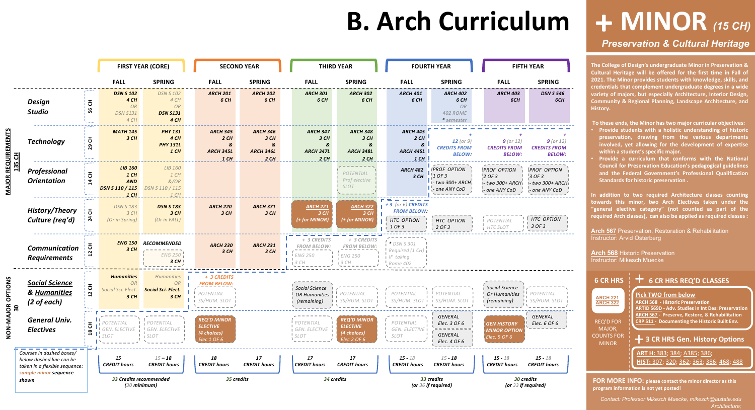# B. Arch Curriculum

| | | | FIRST YEAR (CORE) | | SECOND YEAR | | THIRD YEAR | | FOURTH YEAR | | FIFTH YEAR | |
|---|---|---|---|---|---|---|---|---|---|---|---|---|
| | | | FALL | SPRING | FALL | SPRING | FALL | SPRING | FALL | SPRING | FALL | SPRING |
| MAJOR REQUIREMENTS 135 CH | Design Studio | 56 CH | DSN S 102 4 CH OR DSN S131 4 CH | DSN S 102 4 CH OR DSN S131 4 CH | ARCH 201 6 CH | ARCH 202 6 CH | ARCH 301 6 CH | ARCH 302 6 CH | ARCH 401 6 CH | ARCH 402 6 CH OR 402 ROME * semester | ARCH 403 6CH | DSN S 546 6CH |
| | Technology | 29 CH | MATH 145 3 CH | PHY 131 4 CH PHY 131L 1 CH | ARCH 345 2 CH & ARCH 345L 1 CH | ARCH 346 3 CH & ARCH 346L 2 CH | ARCH 347 3 CH & ARCH 347L 2 CH | ARCH 348 3 CH & ARCH 348L 2 CH | ARCH 445 2 CH & ARCH 445L 1 CH | + 12 (or 9) CREDITS FROM BELOW: | + 9 (or 12) CREDITS FROM BELOW: | + 9 (or 12) CREDITS FROM BELOW: |
| | Professional Orientation | 14 CH | LIB 160 1 CH AND DSN S 110 / 115 1 CH | LIB 160 1 CH &/OR DSN S 110 / 115 1 CH | | | | POTENTIAL Prof elective SLOT | ARCH 482 3 CH | PROF OPTION 1 OF 3 - two 300+ ARCH - one ANY CoD | PROF OPTION 2 OF 3 - two 300+ ARCH - one ANY CoD | PROF OPTION 3 OF 3 - two 300+ ARCH - one ANY CoD |
| | History/Theory Culture (req'd) | 24 CH | DSN S 183 3 CH (Or in Spring) | DSN S 183 3 CH (Or in FALL) | ARCH 220 3 CH | ARCH 371 3 CH | ARCH 221 3 CH (+ for MINOR) | ARCH 322 3 CH (+ for MINOR) | + 3 (or 6) CREDITS FROM BELOW: HTC OPTION 1 OF 3 | HTC OPTION 2 OF 3 | POTENTIAL HTC SLOT | HTC OPTION 3 OF 3 |
| | Communication Requirements | 12 CH | ENG 150 3 CH | RECOMMENDED ENG 250 3 CH | ARCH 230 3 CH | ARCH 231 3 CH | + 3 CREDITS FROM BELOW: ENG 250 3 CH | + 3 CREDITS FROM BELOW: ENG 250 3 CH | * DSN S 301 Required (1 CH) IF taking Rome 402 | | | |
| NON-MAJOR OPTIONS 30 | Social Science & Humanities (2 of each) | 12 CH | Humanities OR Social Sci. Elect. 3 CH | Humanities OR Social Sci. Elect. 3 CH | + 3 CREDITS FROM BELOW: POTENTIAL SS/HUM. SLOT | | Social Science OR Humanities (remaining) | POTENTIAL SS/HUM. SLOT | POTENTIAL SS/HUM. SLOT | POTENTIAL SS/HUM. SLOT | Social Science Or Humanities (remaining) | POTENTIAL SS/HUM. SLOT |
| | General Univ. Electives | 18 CH | POTENTIAL GEN. ELECTIVE SLOT | POTENTIAL GEN. ELECTIVE SLOT | REQ'D MINOR ELECTIVE (4 choices) Elec 1 OF 6 | | POTENTIAL GEN. ELECTIVE SLOT | REQ'D MINOR ELECTIVE (4 choices) Elec 2 OF 6 | POTENTIAL GEN. ELECTIVE SLOT | GENERAL Elec. 3 OF 6 / GENERAL Elec. 4 OF 6 | GEN HISTORY MINOR OPTION Elec. 5 OF 6 | GENERAL Elec. 6 OF 6 |
| Courses in dashed boxes/ below dashed line can be taken in a flexible sequence: sample minor sequence shown | | | 15 CREDIT hours | 15 – 18 CREDIT hours | 18 CREDIT hours | 17 CREDIT hours | 17 CREDIT hours | 17 CREDIT hours | 15 - 18 CREDIT hours | 15 - 18 CREDIT hours | 15 - 18 CREDIT hours | 15 - 18 CREDIT hours |
| | | | 33 Credits recommended (30 minimum) | | 35 credits | | 34 credits | | 33 credits (or 36 if required) | | 30 credits (or 33 if required) | |

# + MINOR (15 CH)

## Preservation & Cultural Heritage

The College of Design's undergraduate Minor in Preservation & Cultural Heritage will be offered for the first time in Fall of 2021. The Minor provides students with knowledge, skills, and credentials that complement undergraduate degrees in a wide variety of majors, but especially Architecture, Interior Design, Community & Regional Planning, Landscape Architecture, and History.

To these ends, the Minor has two major curricular objectives:

- Provide students with a holistic understanding of historic preservation, drawing from the various departments involved, yet allowing for the development of expertise within a student's specific major.
- Provide a curriculum that conforms with the National Council for Preservation Education's pedagogical guidelines and the Federal Government's Professional Qualification Standards for historic preservation .

In addition to two required Architecture classes counting towards this minor, two Arch Electives taken under the "general elective category" (not counted as part of the required Arch classes), can also be applied as required classes :

**Arch 567** Preservation, Restoration & Rehabilitation
Instructor: Arvid Osterberg

**Arch 568** Historic Preservation
Instructor: Mikesch Muecke

**6 CR HRS**

ARCH 221
ARCH 322

REQ'D FOR MAJOR, COUNTS FOR MINOR

**+ 6 CR HRS REQ'D CLASSES**

**Pick TWO from below**
- ARCH 568 - Historic Preservation
- ARTID 569D - Adv. Studies in Int Des: Preservation
- ARCH 567 - Preserve, Restore, & Rehabilitation
- CRP 511 - Documenting the Historic Built Env.

**+ 3 CR HRS Gen. History Options**

ART H: 383; 384; A385; 386;
HIST: 307; 320; 362; 363; 386; 468; 488

**FOR MORE INFO:** please contact the minor director as this program information is not yet posted!

Contact: Professor Mikesch Muecke, mikesch@iastate.edu
Architecture;